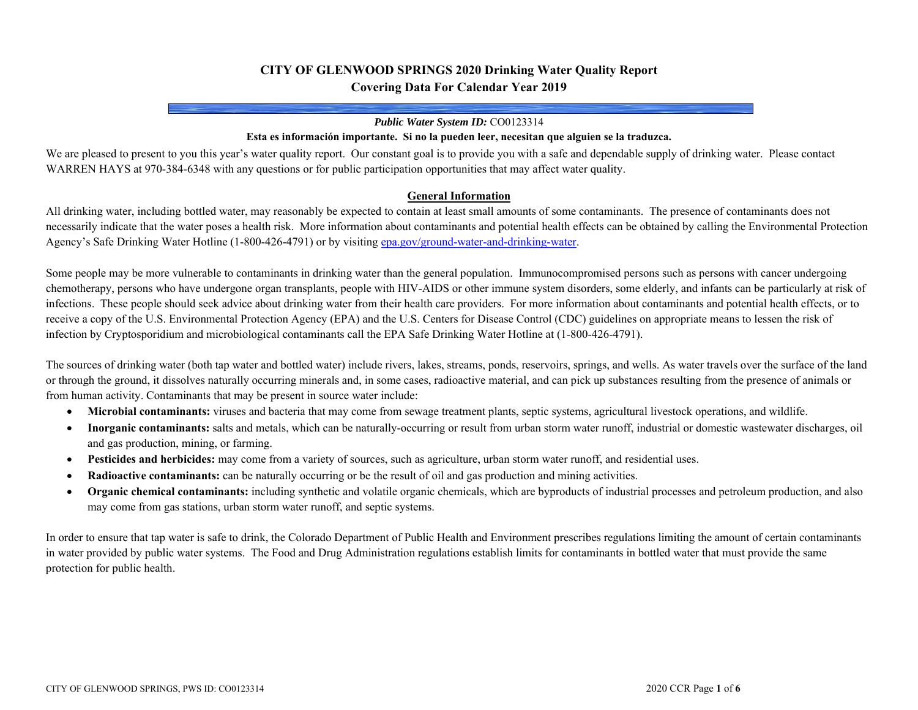# CITY OF GLENWOOD SPRINGS 2020 Drinking Water Quality Report
## Covering Data For Calendar Year 2019

***Public Water System ID:*** CO0123314

**Esta es información importante. Si no la pueden leer, necesitan que alguien se la traduzca.**

We are pleased to present to you this year's water quality report. Our constant goal is to provide you with a safe and dependable supply of drinking water. Please contact WARREN HAYS at 970-384-6348 with any questions or for public participation opportunities that may affect water quality.

### General Information

All drinking water, including bottled water, may reasonably be expected to contain at least small amounts of some contaminants. The presence of contaminants does not necessarily indicate that the water poses a health risk. More information about contaminants and potential health effects can be obtained by calling the Environmental Protection Agency's Safe Drinking Water Hotline (1-800-426-4791) or by visiting epa.gov/ground-water-and-drinking-water.

Some people may be more vulnerable to contaminants in drinking water than the general population. Immunocompromised persons such as persons with cancer undergoing chemotherapy, persons who have undergone organ transplants, people with HIV-AIDS or other immune system disorders, some elderly, and infants can be particularly at risk of infections. These people should seek advice about drinking water from their health care providers. For more information about contaminants and potential health effects, or to receive a copy of the U.S. Environmental Protection Agency (EPA) and the U.S. Centers for Disease Control (CDC) guidelines on appropriate means to lessen the risk of infection by Cryptosporidium and microbiological contaminants call the EPA Safe Drinking Water Hotline at (1-800-426-4791).

The sources of drinking water (both tap water and bottled water) include rivers, lakes, streams, ponds, reservoirs, springs, and wells. As water travels over the surface of the land or through the ground, it dissolves naturally occurring minerals and, in some cases, radioactive material, and can pick up substances resulting from the presence of animals or from human activity. Contaminants that may be present in source water include:

- **Microbial contaminants:** viruses and bacteria that may come from sewage treatment plants, septic systems, agricultural livestock operations, and wildlife.
- **Inorganic contaminants:** salts and metals, which can be naturally-occurring or result from urban storm water runoff, industrial or domestic wastewater discharges, oil and gas production, mining, or farming.
- **Pesticides and herbicides:** may come from a variety of sources, such as agriculture, urban storm water runoff, and residential uses.
- **Radioactive contaminants:** can be naturally occurring or be the result of oil and gas production and mining activities.
- **Organic chemical contaminants:** including synthetic and volatile organic chemicals, which are byproducts of industrial processes and petroleum production, and also may come from gas stations, urban storm water runoff, and septic systems.

In order to ensure that tap water is safe to drink, the Colorado Department of Public Health and Environment prescribes regulations limiting the amount of certain contaminants in water provided by public water systems. The Food and Drug Administration regulations establish limits for contaminants in bottled water that must provide the same protection for public health.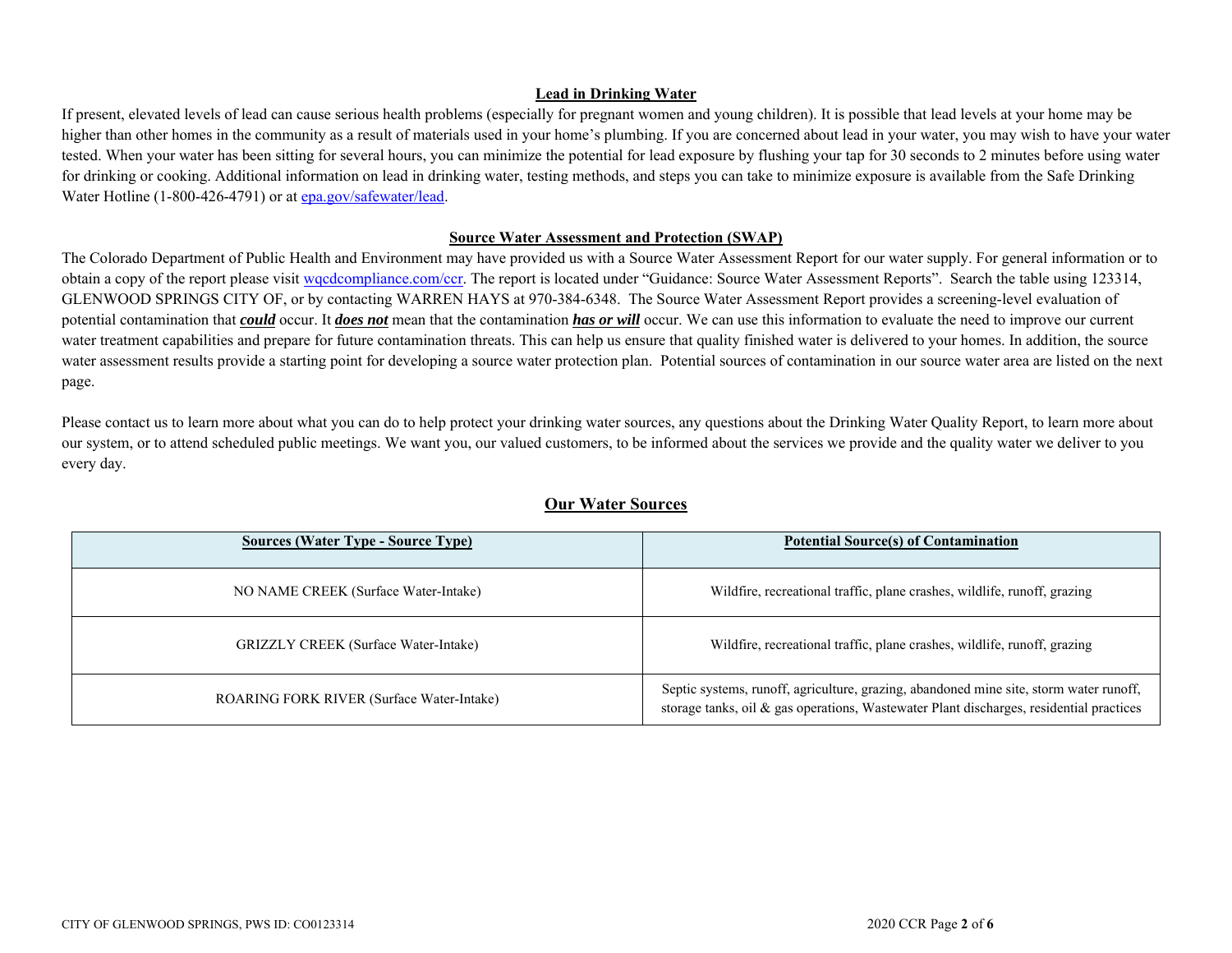## Lead in Drinking Water

If present, elevated levels of lead can cause serious health problems (especially for pregnant women and young children). It is possible that lead levels at your home may be higher than other homes in the community as a result of materials used in your home's plumbing. If you are concerned about lead in your water, you may wish to have your water tested. When your water has been sitting for several hours, you can minimize the potential for lead exposure by flushing your tap for 30 seconds to 2 minutes before using water for drinking or cooking. Additional information on lead in drinking water, testing methods, and steps you can take to minimize exposure is available from the Safe Drinking Water Hotline (1-800-426-4791) or at epa.gov/safewater/lead.

## Source Water Assessment and Protection (SWAP)

The Colorado Department of Public Health and Environment may have provided us with a Source Water Assessment Report for our water supply. For general information or to obtain a copy of the report please visit wqcdcompliance.com/ccr. The report is located under "Guidance: Source Water Assessment Reports". Search the table using 123314, GLENWOOD SPRINGS CITY OF, or by contacting WARREN HAYS at 970-384-6348. The Source Water Assessment Report provides a screening-level evaluation of potential contamination that ***could*** occur. It ***does not*** mean that the contamination ***has or will*** occur. We can use this information to evaluate the need to improve our current water treatment capabilities and prepare for future contamination threats. This can help us ensure that quality finished water is delivered to your homes. In addition, the source water assessment results provide a starting point for developing a source water protection plan. Potential sources of contamination in our source water area are listed on the next page.

Please contact us to learn more about what you can do to help protect your drinking water sources, any questions about the Drinking Water Quality Report, to learn more about our system, or to attend scheduled public meetings. We want you, our valued customers, to be informed about the services we provide and the quality water we deliver to you every day.

## Our Water Sources

| Sources (Water Type - Source Type) | Potential Source(s) of Contamination |
|---|---|
| NO NAME CREEK (Surface Water-Intake) | Wildfire, recreational traffic, plane crashes, wildlife, runoff, grazing |
| GRIZZLY CREEK (Surface Water-Intake) | Wildfire, recreational traffic, plane crashes, wildlife, runoff, grazing |
| ROARING FORK RIVER (Surface Water-Intake) | Septic systems, runoff, agriculture, grazing, abandoned mine site, storm water runoff, storage tanks, oil & gas operations, Wastewater Plant discharges, residential practices |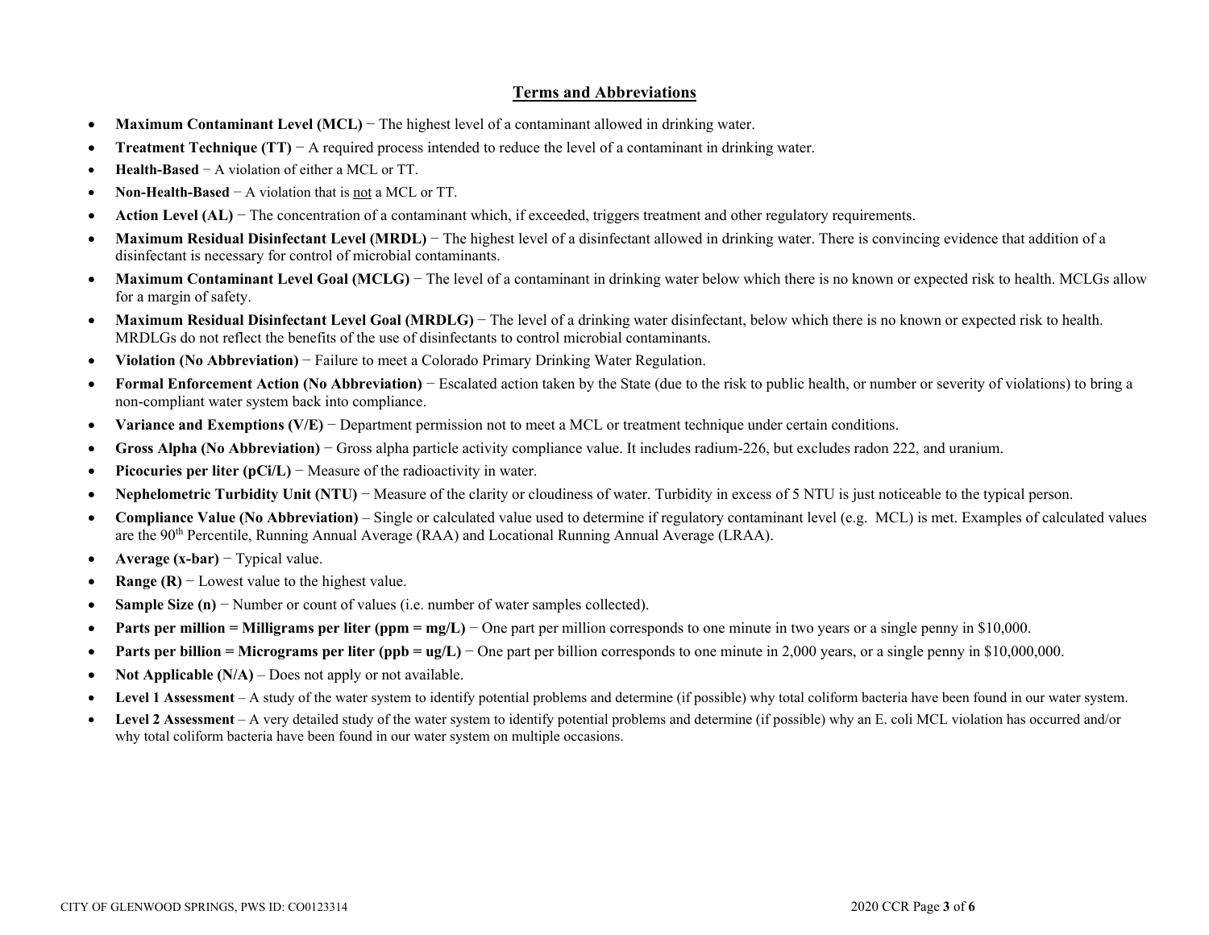## Terms and Abbreviations

- **Maximum Contaminant Level (MCL)** − The highest level of a contaminant allowed in drinking water.
- **Treatment Technique (TT)** − A required process intended to reduce the level of a contaminant in drinking water.
- **Health-Based** − A violation of either a MCL or TT.
- **Non-Health-Based** − A violation that is <u>not</u> a MCL or TT.
- **Action Level (AL)** − The concentration of a contaminant which, if exceeded, triggers treatment and other regulatory requirements.
- **Maximum Residual Disinfectant Level (MRDL)** − The highest level of a disinfectant allowed in drinking water. There is convincing evidence that addition of a disinfectant is necessary for control of microbial contaminants.
- **Maximum Contaminant Level Goal (MCLG)** − The level of a contaminant in drinking water below which there is no known or expected risk to health. MCLGs allow for a margin of safety.
- **Maximum Residual Disinfectant Level Goal (MRDLG)** − The level of a drinking water disinfectant, below which there is no known or expected risk to health. MRDLGs do not reflect the benefits of the use of disinfectants to control microbial contaminants.
- **Violation (No Abbreviation)** − Failure to meet a Colorado Primary Drinking Water Regulation.
- **Formal Enforcement Action (No Abbreviation)** − Escalated action taken by the State (due to the risk to public health, or number or severity of violations) to bring a non-compliant water system back into compliance.
- **Variance and Exemptions (V/E)** − Department permission not to meet a MCL or treatment technique under certain conditions.
- **Gross Alpha (No Abbreviation)** − Gross alpha particle activity compliance value. It includes radium-226, but excludes radon 222, and uranium.
- **Picocuries per liter (pCi/L)** − Measure of the radioactivity in water.
- **Nephelometric Turbidity Unit (NTU)** − Measure of the clarity or cloudiness of water. Turbidity in excess of 5 NTU is just noticeable to the typical person.
- **Compliance Value (No Abbreviation)** – Single or calculated value used to determine if regulatory contaminant level (e.g. MCL) is met. Examples of calculated values are the 90th Percentile, Running Annual Average (RAA) and Locational Running Annual Average (LRAA).
- **Average (x-bar)** − Typical value.
- **Range (R)** − Lowest value to the highest value.
- **Sample Size (n)** − Number or count of values (i.e. number of water samples collected).
- **Parts per million = Milligrams per liter (ppm = mg/L)** − One part per million corresponds to one minute in two years or a single penny in $10,000.
- **Parts per billion = Micrograms per liter (ppb = ug/L)** − One part per billion corresponds to one minute in 2,000 years, or a single penny in $10,000,000.
- **Not Applicable (N/A)** – Does not apply or not available.
- **Level 1 Assessment** – A study of the water system to identify potential problems and determine (if possible) why total coliform bacteria have been found in our water system.
- **Level 2 Assessment** – A very detailed study of the water system to identify potential problems and determine (if possible) why an E. coli MCL violation has occurred and/or why total coliform bacteria have been found in our water system on multiple occasions.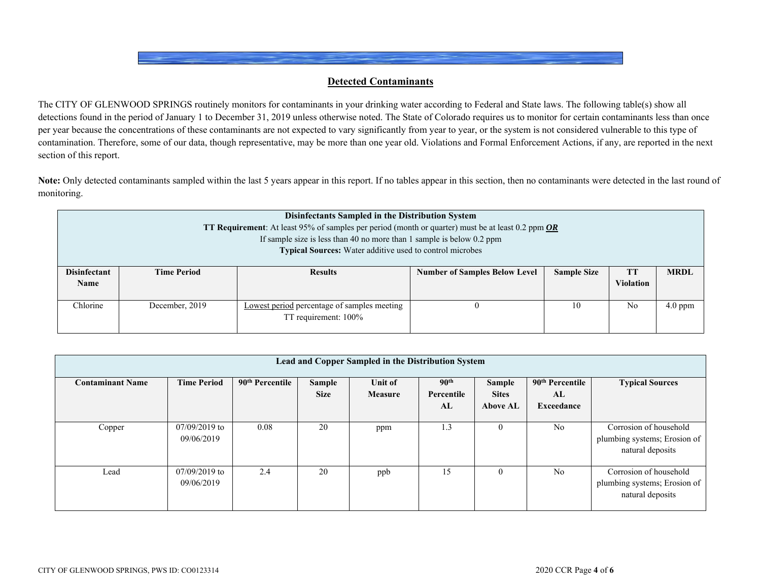## Detected Contaminants

The CITY OF GLENWOOD SPRINGS routinely monitors for contaminants in your drinking water according to Federal and State laws. The following table(s) show all detections found in the period of January 1 to December 31, 2019 unless otherwise noted. The State of Colorado requires us to monitor for certain contaminants less than once per year because the concentrations of these contaminants are not expected to vary significantly from year to year, or the system is not considered vulnerable to this type of contamination. Therefore, some of our data, though representative, may be more than one year old. Violations and Formal Enforcement Actions, if any, are reported in the next section of this report.

**Note:** Only detected contaminants sampled within the last 5 years appear in this report. If no tables appear in this section, then no contaminants were detected in the last round of monitoring.

**Disinfectants Sampled in the Distribution System**
**TT Requirement**: At least 95% of samples per period (month or quarter) must be at least 0.2 ppm ***OR***
If sample size is less than 40 no more than 1 sample is below 0.2 ppm
**Typical Sources:** Water additive used to control microbes

| Disinfectant Name | Time Period | Results | Number of Samples Below Level | Sample Size | TT Violation | MRDL |
|---|---|---|---|---|---|---|
| Chlorine | December, 2019 | Lowest period percentage of samples meeting TT requirement: 100% | 0 | 10 | No | 4.0 ppm |

**Lead and Copper Sampled in the Distribution System**

| Contaminant Name | Time Period | 90th Percentile | Sample Size | Unit of Measure | 90th Percentile AL | Sample Sites Above AL | 90th Percentile AL Exceedance | Typical Sources |
|---|---|---|---|---|---|---|---|---|
| Copper | 07/09/2019 to 09/06/2019 | 0.08 | 20 | ppm | 1.3 | 0 | No | Corrosion of household plumbing systems; Erosion of natural deposits |
| Lead | 07/09/2019 to 09/06/2019 | 2.4 | 20 | ppb | 15 | 0 | No | Corrosion of household plumbing systems; Erosion of natural deposits |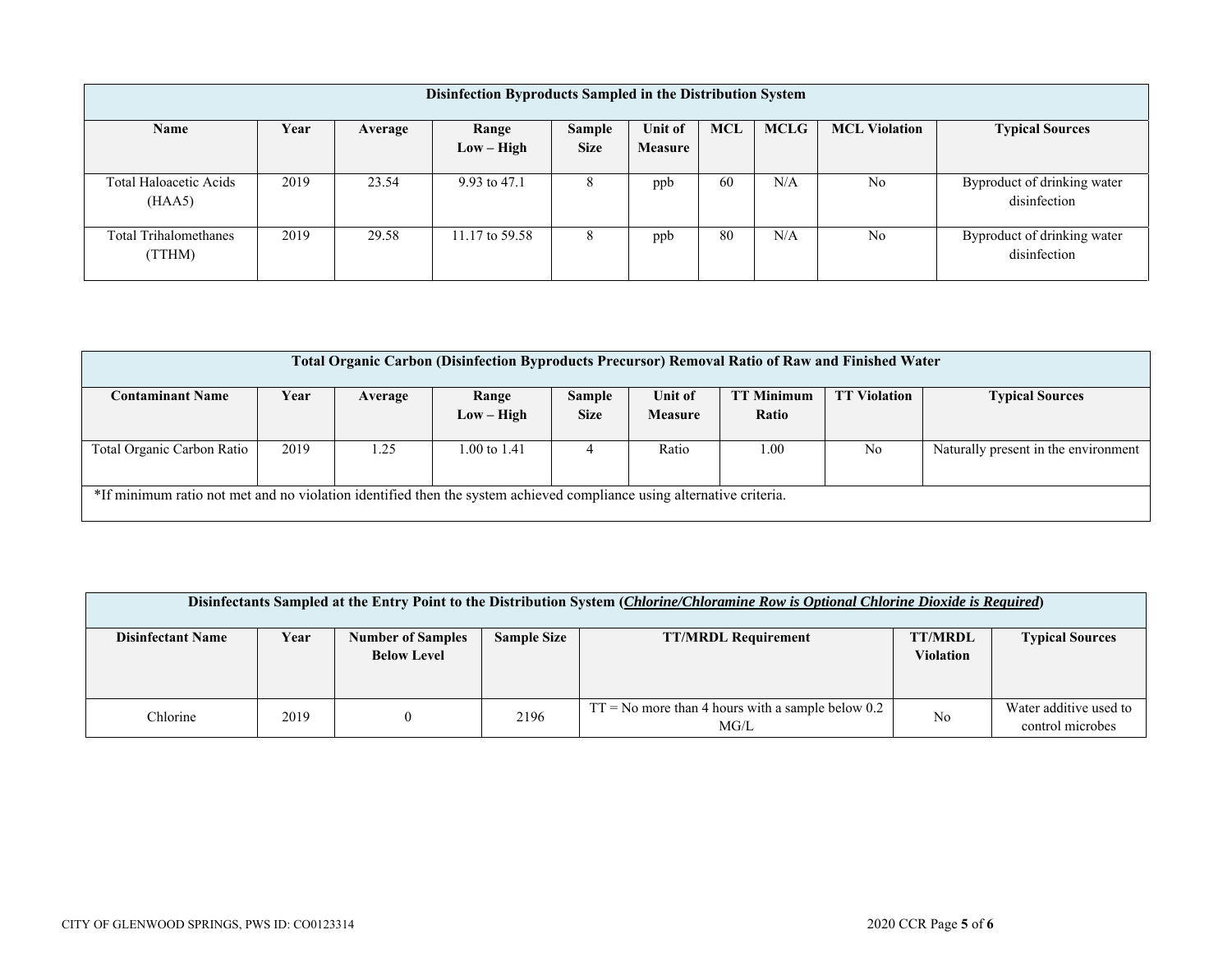| Disinfection Byproducts Sampled in the Distribution System | | | | | | | | | |
|---|---|---|---|---|---|---|---|---|---|
| **Name** | **Year** | **Average** | **Range Low – High** | **Sample Size** | **Unit of Measure** | **MCL** | **MCLG** | **MCL Violation** | **Typical Sources** |
| Total Haloacetic Acids (HAA5) | 2019 | 23.54 | 9.93 to 47.1 | 8 | ppb | 60 | N/A | No | Byproduct of drinking water disinfection |
| Total Trihalomethanes (TTHM) | 2019 | 29.58 | 11.17 to 59.58 | 8 | ppb | 80 | N/A | No | Byproduct of drinking water disinfection |

| Total Organic Carbon (Disinfection Byproducts Precursor) Removal Ratio of Raw and Finished Water | | | | | | | | |
|---|---|---|---|---|---|---|---|---|
| **Contaminant Name** | **Year** | **Average** | **Range Low – High** | **Sample Size** | **Unit of Measure** | **TT Minimum Ratio** | **TT Violation** | **Typical Sources** |
| Total Organic Carbon Ratio | 2019 | 1.25 | 1.00 to 1.41 | 4 | Ratio | 1.00 | No | Naturally present in the environment |
| *If minimum ratio not met and no violation identified then the system achieved compliance using alternative criteria. | | | | | | | | |

| Disinfectants Sampled at the Entry Point to the Distribution System (***Chlorine/Chloramine Row is Optional Chlorine Dioxide is Required***) | | | | | | |
|---|---|---|---|---|---|---|
| **Disinfectant Name** | **Year** | **Number of Samples Below Level** | **Sample Size** | **TT/MRDL Requirement** | **TT/MRDL Violation** | **Typical Sources** |
| Chlorine | 2019 | 0 | 2196 | TT = No more than 4 hours with a sample below 0.2 MG/L | No | Water additive used to control microbes |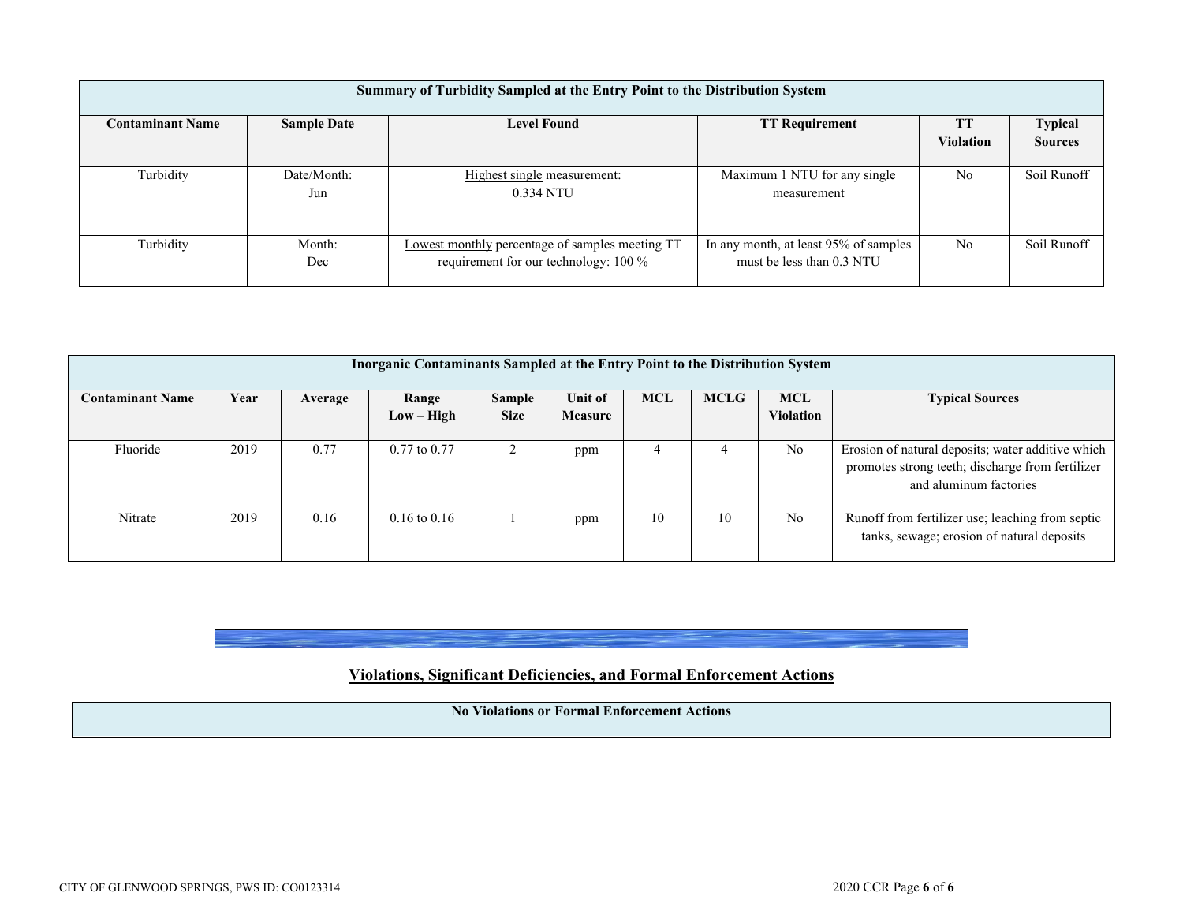**Summary of Turbidity Sampled at the Entry Point to the Distribution System**

| Contaminant Name | Sample Date | Level Found | TT Requirement | TT Violation | Typical Sources |
|---|---|---|---|---|---|
| Turbidity | Date/Month: Jun | Highest single measurement: 0.334 NTU | Maximum 1 NTU for any single measurement | No | Soil Runoff |
| Turbidity | Month: Dec | Lowest monthly percentage of samples meeting TT requirement for our technology: 100 % | In any month, at least 95% of samples must be less than 0.3 NTU | No | Soil Runoff |

**Inorganic Contaminants Sampled at the Entry Point to the Distribution System**

| Contaminant Name | Year | Average | Range Low – High | Sample Size | Unit of Measure | MCL | MCLG | MCL Violation | Typical Sources |
|---|---|---|---|---|---|---|---|---|---|
| Fluoride | 2019 | 0.77 | 0.77 to 0.77 | 2 | ppm | 4 | 4 | No | Erosion of natural deposits; water additive which promotes strong teeth; discharge from fertilizer and aluminum factories |
| Nitrate | 2019 | 0.16 | 0.16 to 0.16 | 1 | ppm | 10 | 10 | No | Runoff from fertilizer use; leaching from septic tanks, sewage; erosion of natural deposits |

## Violations, Significant Deficiencies, and Formal Enforcement Actions

**No Violations or Formal Enforcement Actions**